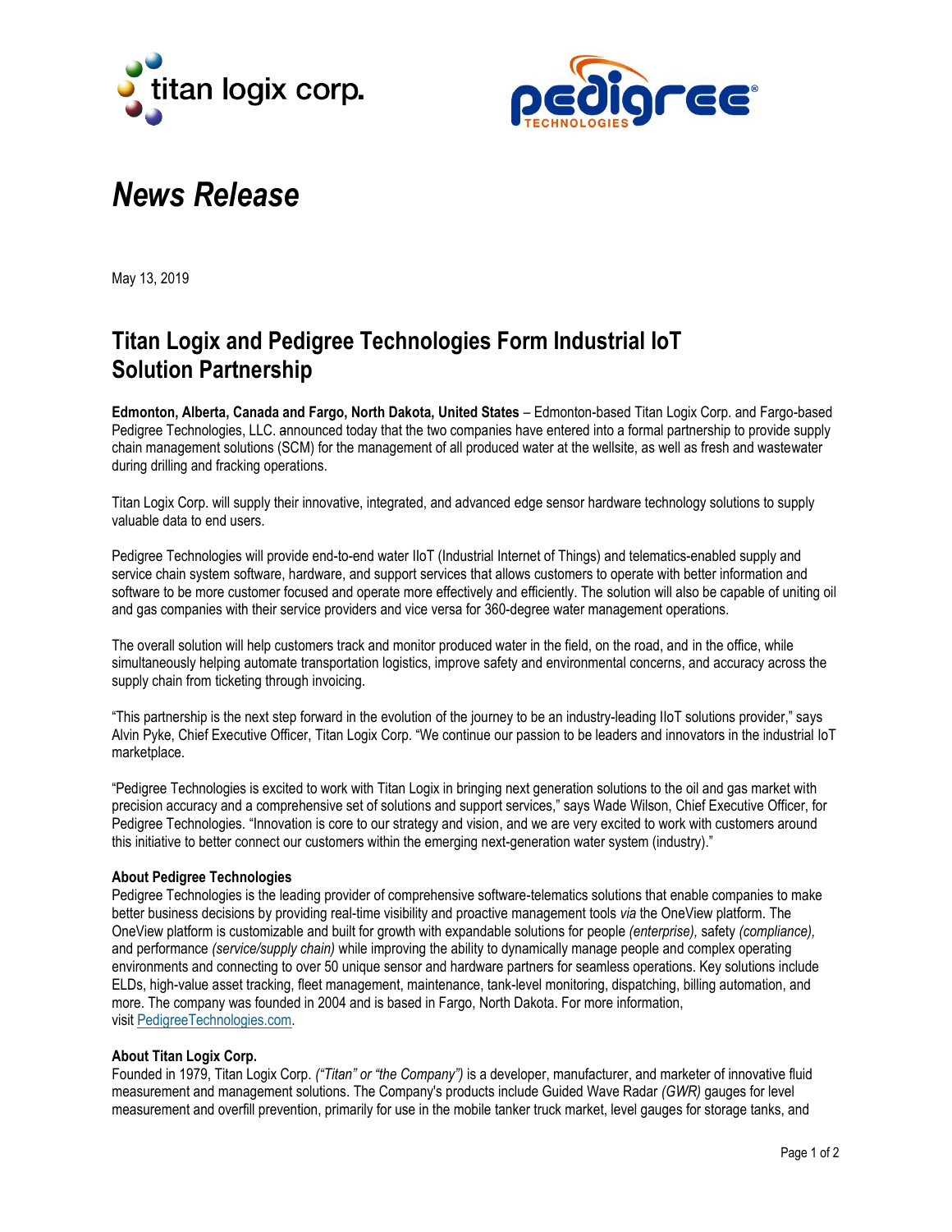titan logix corp.

pedigree TECHNOLOGIES®

# *News Release*

May 13, 2019

## Titan Logix and Pedigree Technologies Form Industrial IoT Solution Partnership

**Edmonton, Alberta, Canada and Fargo, North Dakota, United States** – Edmonton-based Titan Logix Corp. and Fargo-based Pedigree Technologies, LLC. announced today that the two companies have entered into a formal partnership to provide supply chain management solutions (SCM) for the management of all produced water at the wellsite, as well as fresh and wastewater during drilling and fracking operations.

Titan Logix Corp. will supply their innovative, integrated, and advanced edge sensor hardware technology solutions to supply valuable data to end users.

Pedigree Technologies will provide end-to-end water IIoT (Industrial Internet of Things) and telematics-enabled supply and service chain system software, hardware, and support services that allows customers to operate with better information and software to be more customer focused and operate more effectively and efficiently. The solution will also be capable of uniting oil and gas companies with their service providers and vice versa for 360-degree water management operations.

The overall solution will help customers track and monitor produced water in the field, on the road, and in the office, while simultaneously helping automate transportation logistics, improve safety and environmental concerns, and accuracy across the supply chain from ticketing through invoicing.

"This partnership is the next step forward in the evolution of the journey to be an industry-leading IIoT solutions provider," says Alvin Pyke, Chief Executive Officer, Titan Logix Corp. "We continue our passion to be leaders and innovators in the industrial IoT marketplace.

"Pedigree Technologies is excited to work with Titan Logix in bringing next generation solutions to the oil and gas market with precision accuracy and a comprehensive set of solutions and support services," says Wade Wilson, Chief Executive Officer, for Pedigree Technologies. "Innovation is core to our strategy and vision, and we are very excited to work with customers around this initiative to better connect our customers within the emerging next-generation water system (industry)."

**About Pedigree Technologies**
Pedigree Technologies is the leading provider of comprehensive software-telematics solutions that enable companies to make better business decisions by providing real-time visibility and proactive management tools *via* the OneView platform. The OneView platform is customizable and built for growth with expandable solutions for people *(enterprise),* safety *(compliance),* and performance *(service/supply chain)* while improving the ability to dynamically manage people and complex operating environments and connecting to over 50 unique sensor and hardware partners for seamless operations. Key solutions include ELDs, high-value asset tracking, fleet management, maintenance, tank-level monitoring, dispatching, billing automation, and more. The company was founded in 2004 and is based in Fargo, North Dakota. For more information, visit [PedigreeTechnologies.com](PedigreeTechnologies.com).

**About Titan Logix Corp.**
Founded in 1979, Titan Logix Corp. *("Titan" or "the Company")* is a developer, manufacturer, and marketer of innovative fluid measurement and management solutions. The Company's products include Guided Wave Radar *(GWR)* gauges for level measurement and overfill prevention, primarily for use in the mobile tanker truck market, level gauges for storage tanks, and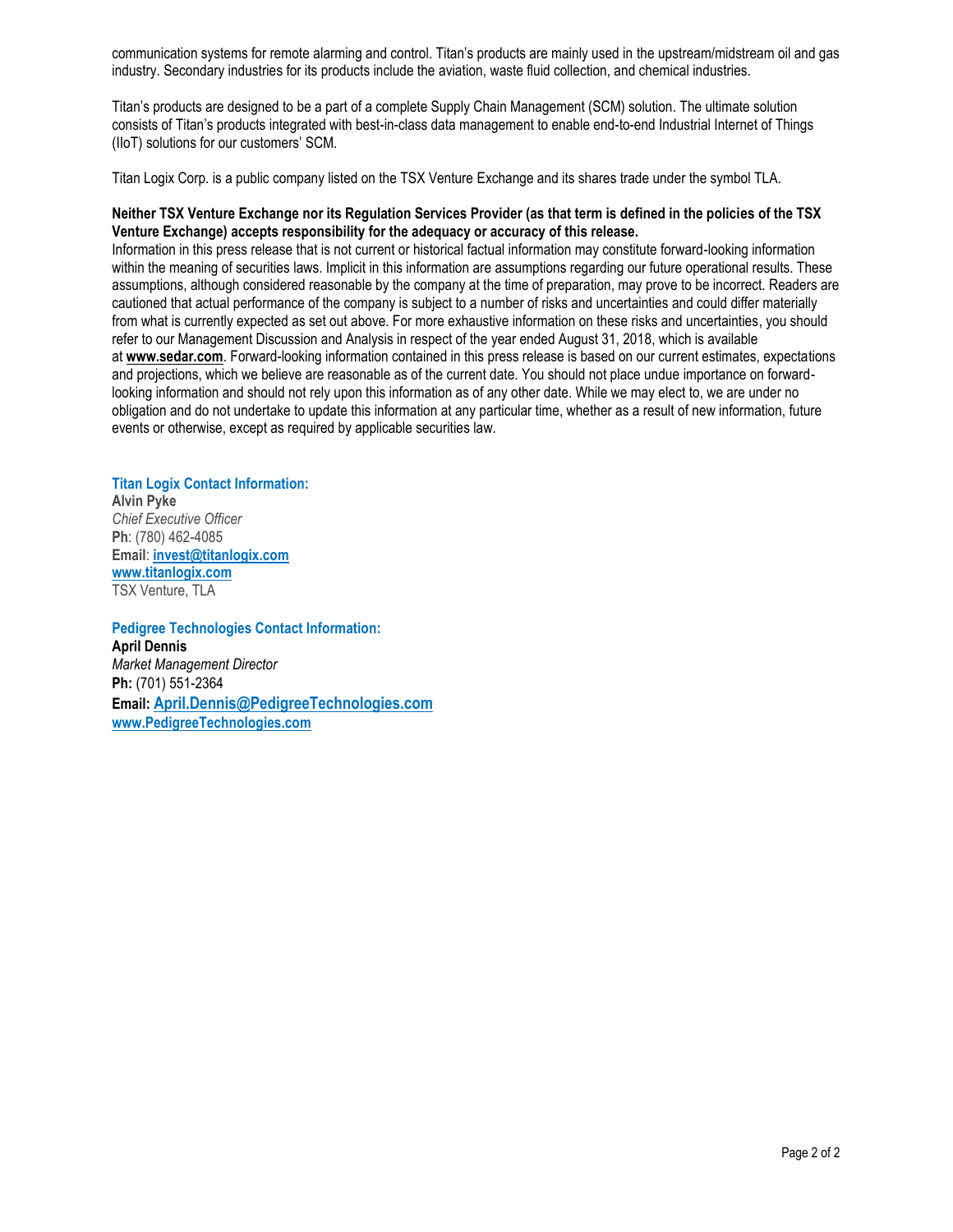communication systems for remote alarming and control. Titan's products are mainly used in the upstream/midstream oil and gas industry. Secondary industries for its products include the aviation, waste fluid collection, and chemical industries.

Titan's products are designed to be a part of a complete Supply Chain Management (SCM) solution. The ultimate solution consists of Titan's products integrated with best-in-class data management to enable end-to-end Industrial Internet of Things (IIoT) solutions for our customers' SCM.

Titan Logix Corp. is a public company listed on the TSX Venture Exchange and its shares trade under the symbol TLA.

**Neither TSX Venture Exchange nor its Regulation Services Provider (as that term is defined in the policies of the TSX Venture Exchange) accepts responsibility for the adequacy or accuracy of this release.**

Information in this press release that is not current or historical factual information may constitute forward-looking information within the meaning of securities laws. Implicit in this information are assumptions regarding our future operational results. These assumptions, although considered reasonable by the company at the time of preparation, may prove to be incorrect. Readers are cautioned that actual performance of the company is subject to a number of risks and uncertainties and could differ materially from what is currently expected as set out above. For more exhaustive information on these risks and uncertainties, you should refer to our Management Discussion and Analysis in respect of the year ended August 31, 2018, which is available at **www.sedar.com**. Forward-looking information contained in this press release is based on our current estimates, expectations and projections, which we believe are reasonable as of the current date. You should not place undue importance on forward-looking information and should not rely upon this information as of any other date. While we may elect to, we are under no obligation and do not undertake to update this information at any particular time, whether as a result of new information, future events or otherwise, except as required by applicable securities law.

**Titan Logix Contact Information:**
**Alvin Pyke**
*Chief Executive Officer*
**Ph**: (780) 462-4085
**Email**: **invest@titanlogix.com**
**www.titanlogix.com**
TSX Venture, TLA

**Pedigree Technologies Contact Information:**
**April Dennis**
*Market Management Director*
**Ph:** (701) 551-2364
**Email:** **April.Dennis@PedigreeTechnologies.com**
**www.PedigreeTechnologies.com**